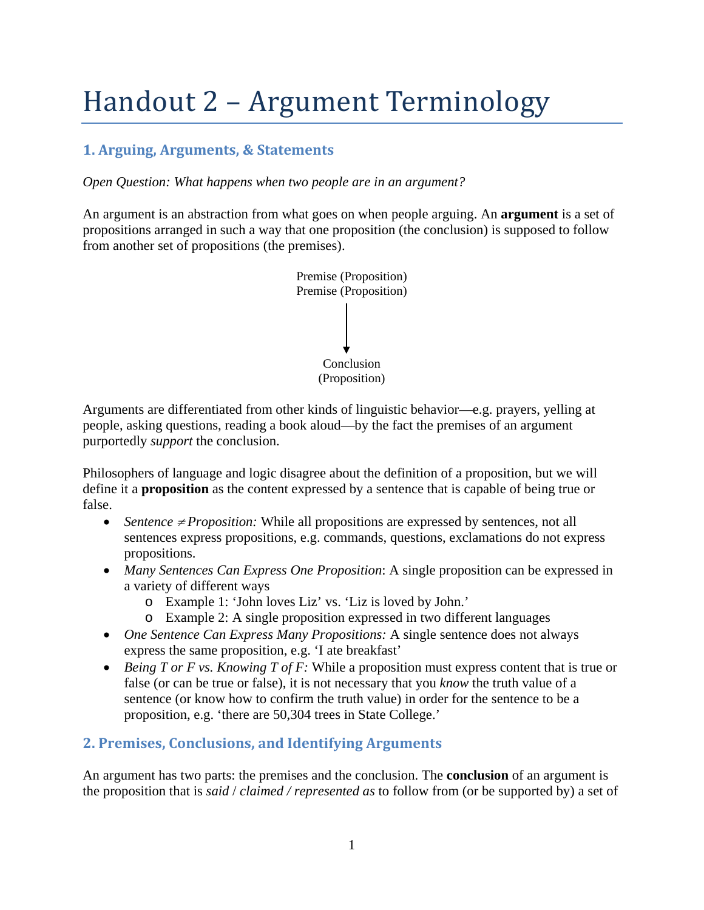# Handout 2 – Argument Terminology

## 1. Arguing, Arguments, & Statements

*Open Question: What happens when two people are in an argument?*

An argument is an abstraction from what goes on when people arguing. An **argument** is a set of propositions arranged in such a way that one proposition (the conclusion) is supposed to follow from another set of propositions (the premises).

Premise (Proposition)
Premise (Proposition)

↓

Conclusion
(Proposition)

Arguments are differentiated from other kinds of linguistic behavior—e.g. prayers, yelling at people, asking questions, reading a book aloud—by the fact the premises of an argument purportedly *support* the conclusion.

Philosophers of language and logic disagree about the definition of a proposition, but we will define it a **proposition** as the content expressed by a sentence that is capable of being true or false.

- *Sentence ≠ Proposition:* While all propositions are expressed by sentences, not all sentences express propositions, e.g. commands, questions, exclamations do not express propositions.
- *Many Sentences Can Express One Proposition*: A single proposition can be expressed in a variety of different ways
  - Example 1: 'John loves Liz' vs. 'Liz is loved by John.'
  - Example 2: A single proposition expressed in two different languages
- *One Sentence Can Express Many Propositions:* A single sentence does not always express the same proposition, e.g. 'I ate breakfast'
- *Being T or F vs. Knowing T of F:* While a proposition must express content that is true or false (or can be true or false), it is not necessary that you *know* the truth value of a sentence (or know how to confirm the truth value) in order for the sentence to be a proposition, e.g. 'there are 50,304 trees in State College.'

## 2. Premises, Conclusions, and Identifying Arguments

An argument has two parts: the premises and the conclusion. The **conclusion** of an argument is the proposition that is *said* / *claimed / represented as* to follow from (or be supported by) a set of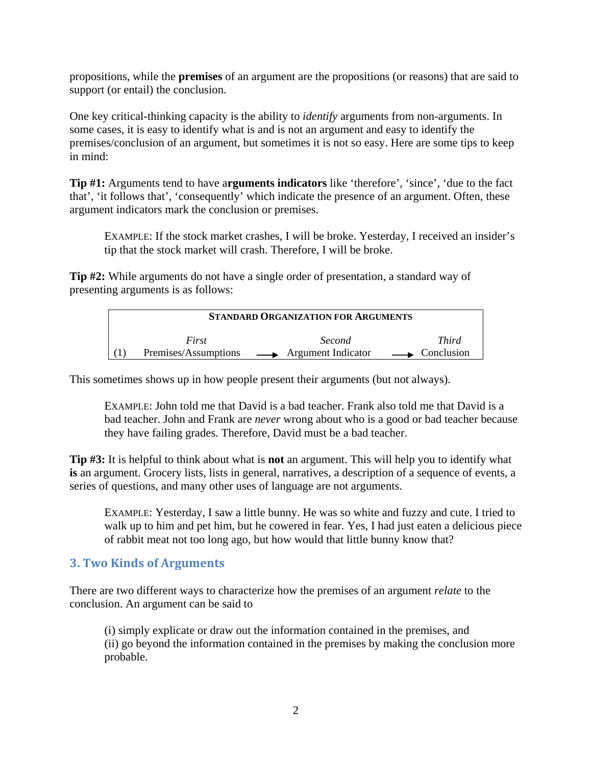propositions, while the **premises** of an argument are the propositions (or reasons) that are said to support (or entail) the conclusion.

One key critical-thinking capacity is the ability to *identify* arguments from non-arguments. In some cases, it is easy to identify what is and is not an argument and easy to identify the premises/conclusion of an argument, but sometimes it is not so easy. Here are some tips to keep in mind:

**Tip #1:** Arguments tend to have a**rguments indicators** like 'therefore', 'since', 'due to the fact that', 'it follows that', 'consequently' which indicate the presence of an argument. Often, these argument indicators mark the conclusion or premises.

> EXAMPLE: If the stock market crashes, I will be broke. Yesterday, I received an insider's tip that the stock market will crash. Therefore, I will be broke.

**Tip #2:** While arguments do not have a single order of presentation, a standard way of presenting arguments is as follows:

| **STANDARD ORGANIZATION FOR ARGUMENTS** | | | | | |
|---|---|---|---|---|---|
| | *First* | | *Second* | | *Third* |
| (1) | Premises/Assumptions | → | Argument Indicator | → | Conclusion |

This sometimes shows up in how people present their arguments (but not always).

> EXAMPLE: John told me that David is a bad teacher. Frank also told me that David is a bad teacher. John and Frank are *never* wrong about who is a good or bad teacher because they have failing grades. Therefore, David must be a bad teacher.

**Tip #3:** It is helpful to think about what is **not** an argument. This will help you to identify what **is** an argument. Grocery lists, lists in general, narratives, a description of a sequence of events, a series of questions, and many other uses of language are not arguments.

> EXAMPLE: Yesterday, I saw a little bunny. He was so white and fuzzy and cute. I tried to walk up to him and pet him, but he cowered in fear. Yes, I had just eaten a delicious piece of rabbit meat not too long ago, but how would that little bunny know that?

## 3. Two Kinds of Arguments

There are two different ways to characterize how the premises of an argument *relate* to the conclusion. An argument can be said to

> (i) simply explicate or draw out the information contained in the premises, and
> (ii) go beyond the information contained in the premises by making the conclusion more probable.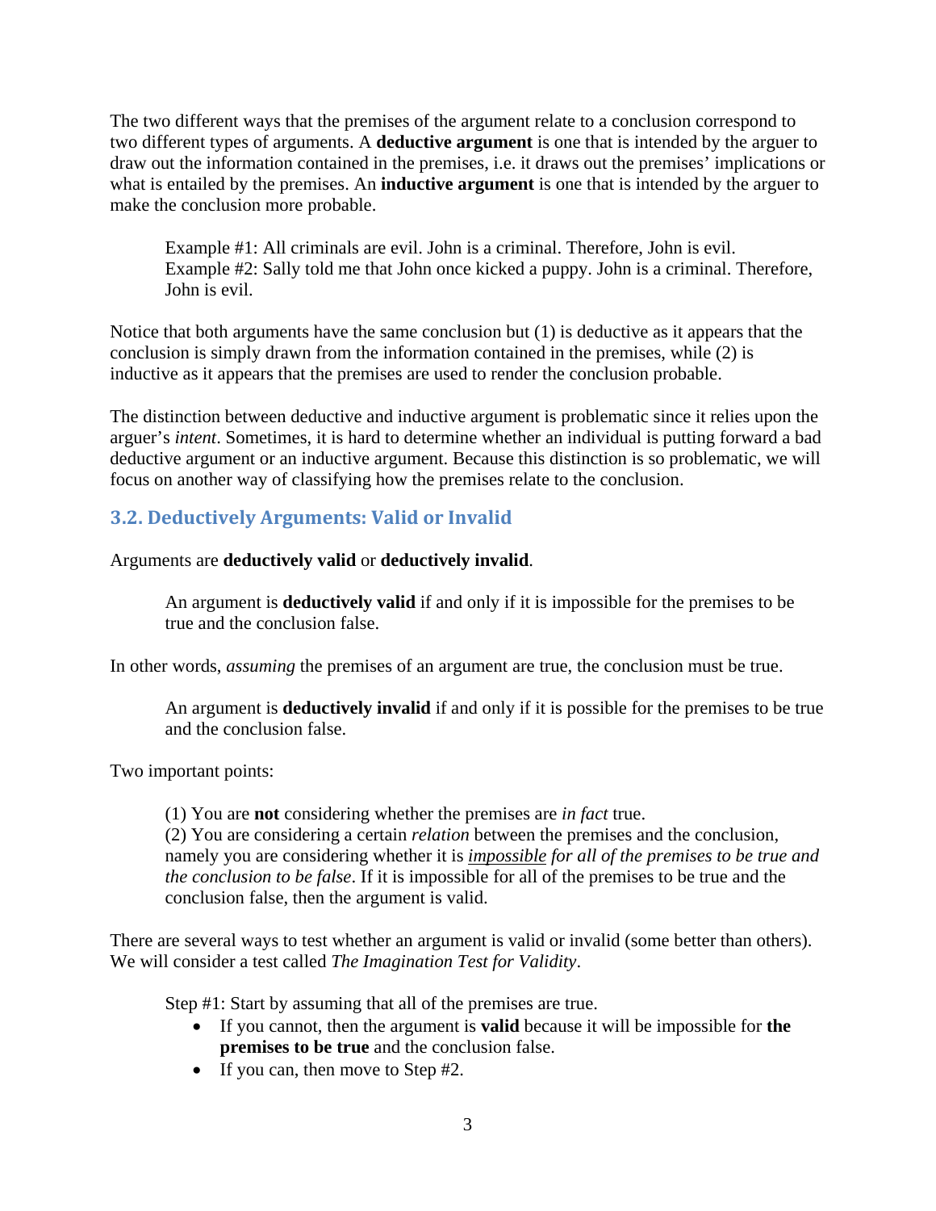The two different ways that the premises of the argument relate to a conclusion correspond to two different types of arguments. A **deductive argument** is one that is intended by the arguer to draw out the information contained in the premises, i.e. it draws out the premises' implications or what is entailed by the premises. An **inductive argument** is one that is intended by the arguer to make the conclusion more probable.

> Example #1: All criminals are evil. John is a criminal. Therefore, John is evil.
> Example #2: Sally told me that John once kicked a puppy. John is a criminal. Therefore, John is evil.

Notice that both arguments have the same conclusion but (1) is deductive as it appears that the conclusion is simply drawn from the information contained in the premises, while (2) is inductive as it appears that the premises are used to render the conclusion probable.

The distinction between deductive and inductive argument is problematic since it relies upon the arguer's *intent*. Sometimes, it is hard to determine whether an individual is putting forward a bad deductive argument or an inductive argument. Because this distinction is so problematic, we will focus on another way of classifying how the premises relate to the conclusion.

## 3.2. Deductively Arguments: Valid or Invalid

Arguments are **deductively valid** or **deductively invalid**.

> An argument is **deductively valid** if and only if it is impossible for the premises to be true and the conclusion false.

In other words, *assuming* the premises of an argument are true, the conclusion must be true.

> An argument is **deductively invalid** if and only if it is possible for the premises to be true and the conclusion false.

Two important points:

> (1) You are **not** considering whether the premises are *in fact* true.
> (2) You are considering a certain *relation* between the premises and the conclusion, namely you are considering whether it is *impossible for all of the premises to be true and the conclusion to be false*. If it is impossible for all of the premises to be true and the conclusion false, then the argument is valid.

There are several ways to test whether an argument is valid or invalid (some better than others). We will consider a test called *The Imagination Test for Validity*.

Step #1: Start by assuming that all of the premises are true.

- If you cannot, then the argument is **valid** because it will be impossible for **the premises to be true** and the conclusion false.
- If you can, then move to Step #2.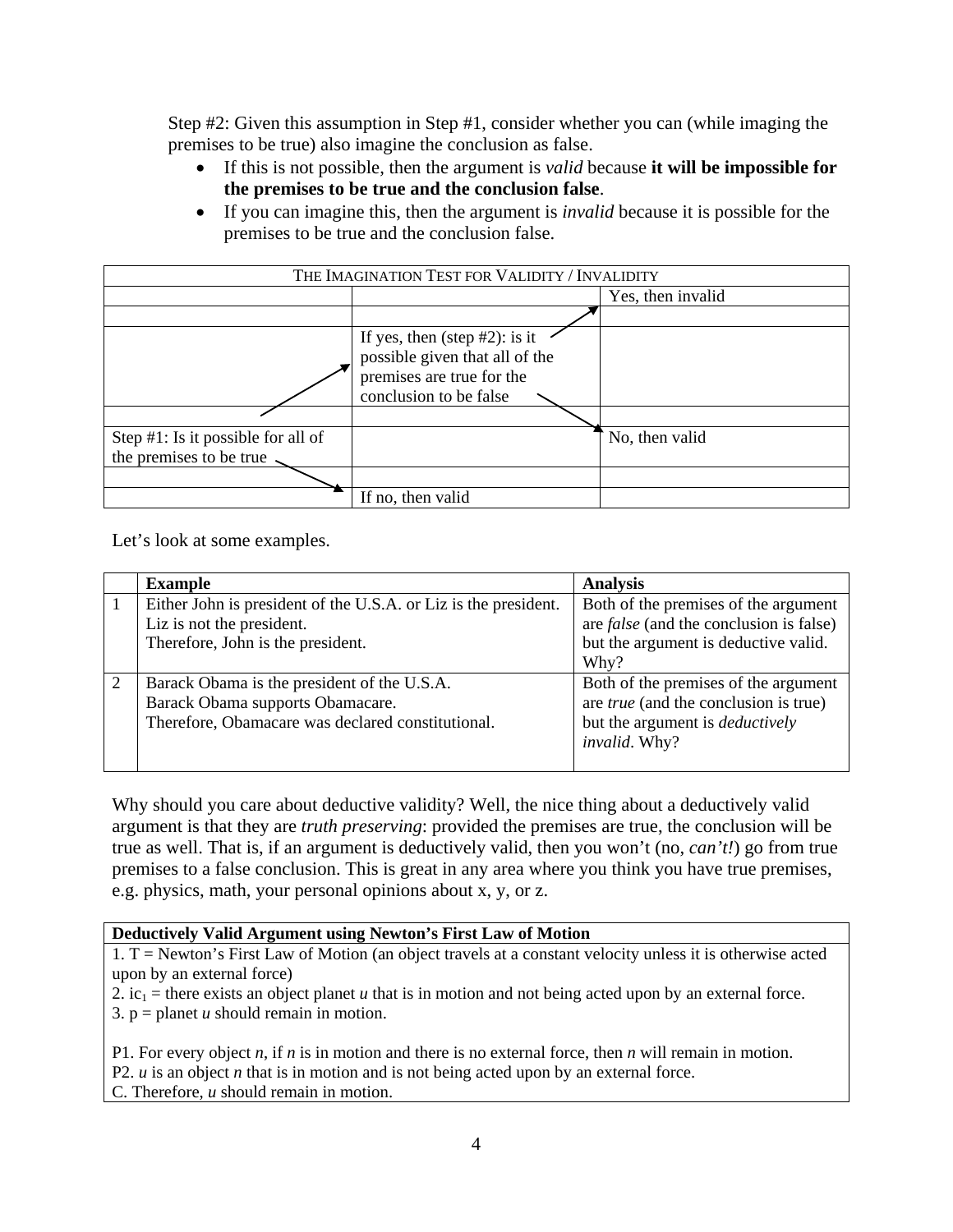Step #2: Given this assumption in Step #1, consider whether you can (while imaging the premises to be true) also imagine the conclusion as false.

- If this is not possible, then the argument is *valid* because **it will be impossible for the premises to be true and the conclusion false**.
- If you can imagine this, then the argument is *invalid* because it is possible for the premises to be true and the conclusion false.

| THE IMAGINATION TEST FOR VALIDITY / INVALIDITY | | |
|---|---|---|
| | | Yes, then invalid |
| | | |
| | If yes, then (step #2): is it possible given that all of the premises are true for the conclusion to be false | |
| | | |
| Step #1: Is it possible for all of the premises to be true | | No, then valid |
| | | |
| | If no, then valid | |

Let's look at some examples.

| | Example | Analysis |
|---|---|---|
| 1 | Either John is president of the U.S.A. or Liz is the president.<br>Liz is not the president.<br>Therefore, John is the president. | Both of the premises of the argument are *false* (and the conclusion is false) but the argument is deductive valid. Why? |
| 2 | Barack Obama is the president of the U.S.A.<br>Barack Obama supports Obamacare.<br>Therefore, Obamacare was declared constitutional. | Both of the premises of the argument are *true* (and the conclusion is true) but the argument is *deductively invalid*. Why? |

Why should you care about deductive validity? Well, the nice thing about a deductively valid argument is that they are *truth preserving*: provided the premises are true, the conclusion will be true as well. That is, if an argument is deductively valid, then you won't (no, *can't!*) go from true premises to a false conclusion. This is great in any area where you think you have true premises, e.g. physics, math, your personal opinions about x, y, or z.

| **Deductively Valid Argument using Newton's First Law of Motion** |
|---|
| 1. T = Newton's First Law of Motion (an object travels at a constant velocity unless it is otherwise acted upon by an external force)<br>2. $ic_1$ = there exists an object planet *u* that is in motion and not being acted upon by an external force.<br>3. p = planet *u* should remain in motion.<br><br>P1. For every object *n*, if *n* is in motion and there is no external force, then *n* will remain in motion.<br>P2. *u* is an object *n* that is in motion and is not being acted upon by an external force.<br>C. Therefore, *u* should remain in motion. |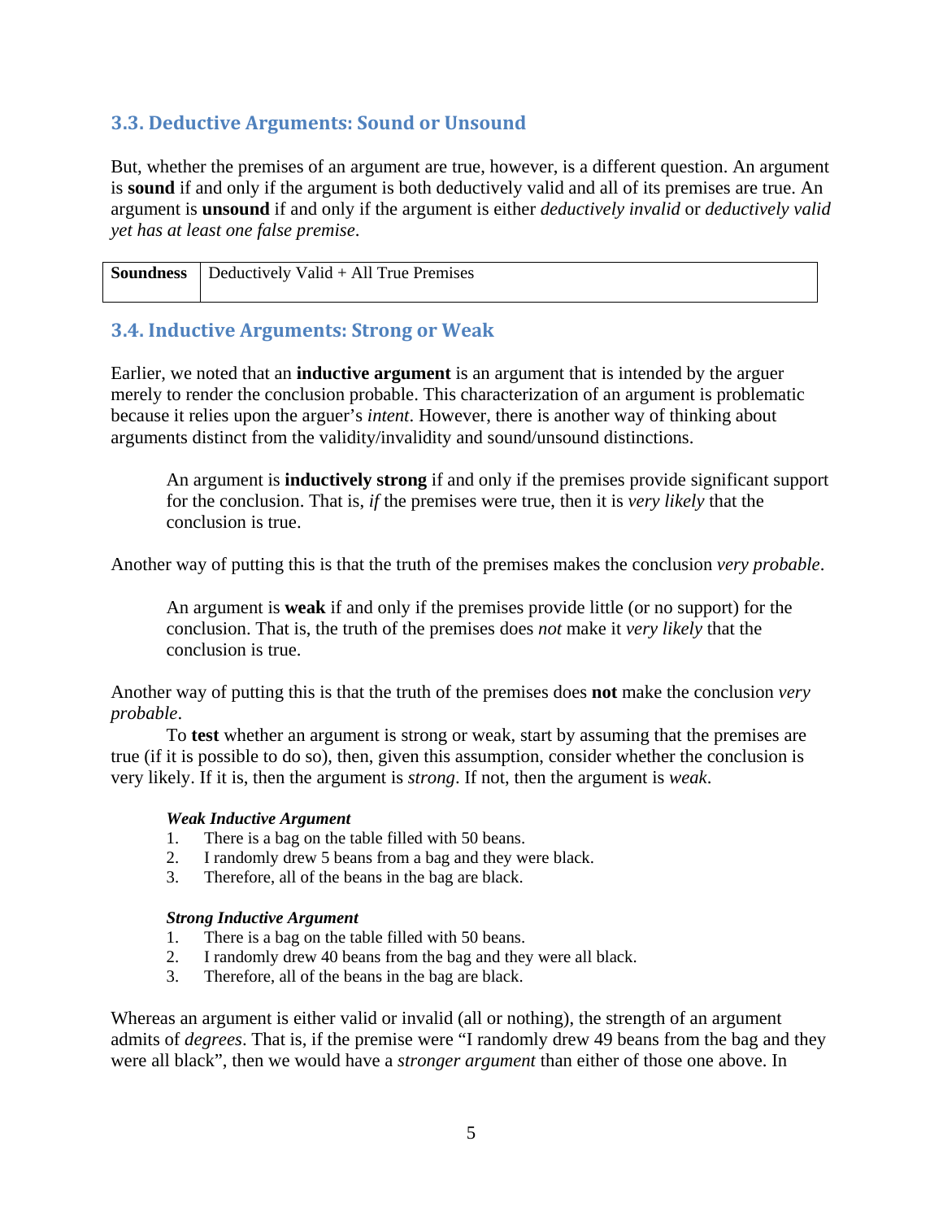### 3.3. Deductive Arguments: Sound or Unsound

But, whether the premises of an argument are true, however, is a different question. An argument is **sound** if and only if the argument is both deductively valid and all of its premises are true. An argument is **unsound** if and only if the argument is either *deductively invalid* or *deductively valid yet has at least one false premise*.

| **Soundness** | Deductively Valid + All True Premises |
|---|---|

### 3.4. Inductive Arguments: Strong or Weak

Earlier, we noted that an **inductive argument** is an argument that is intended by the arguer merely to render the conclusion probable. This characterization of an argument is problematic because it relies upon the arguer's *intent*. However, there is another way of thinking about arguments distinct from the validity/invalidity and sound/unsound distinctions.

> An argument is **inductively strong** if and only if the premises provide significant support for the conclusion. That is, *if* the premises were true, then it is *very likely* that the conclusion is true.

Another way of putting this is that the truth of the premises makes the conclusion *very probable*.

> An argument is **weak** if and only if the premises provide little (or no support) for the conclusion. That is, the truth of the premises does *not* make it *very likely* that the conclusion is true.

Another way of putting this is that the truth of the premises does **not** make the conclusion *very probable*.

To **test** whether an argument is strong or weak, start by assuming that the premises are true (if it is possible to do so), then, given this assumption, consider whether the conclusion is very likely. If it is, then the argument is *strong*. If not, then the argument is *weak*.

***Weak Inductive Argument***

1. There is a bag on the table filled with 50 beans.
2. I randomly drew 5 beans from a bag and they were black.
3. Therefore, all of the beans in the bag are black.

***Strong Inductive Argument***

1. There is a bag on the table filled with 50 beans.
2. I randomly drew 40 beans from the bag and they were all black.
3. Therefore, all of the beans in the bag are black.

Whereas an argument is either valid or invalid (all or nothing), the strength of an argument admits of *degrees*. That is, if the premise were "I randomly drew 49 beans from the bag and they were all black", then we would have a *stronger argument* than either of those one above. In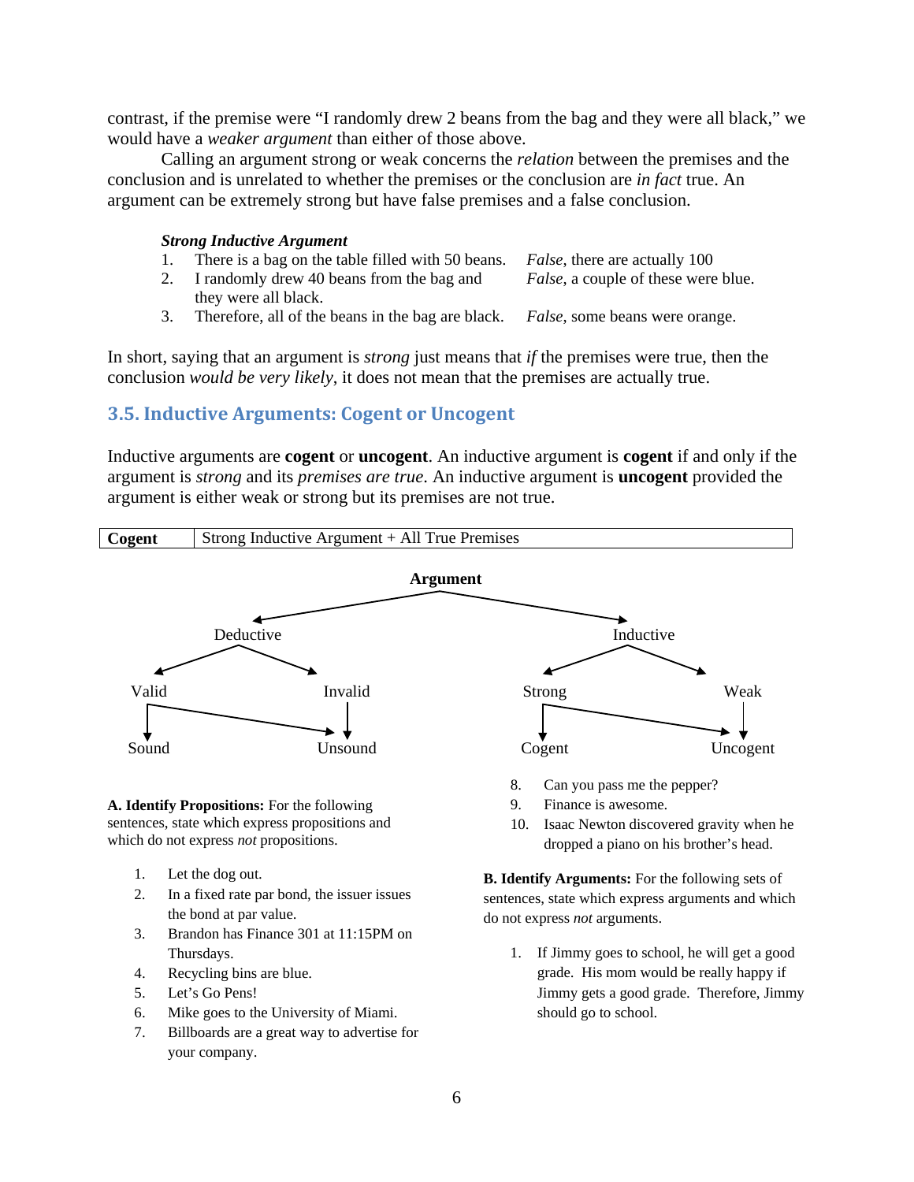contrast, if the premise were "I randomly drew 2 beans from the bag and they were all black," we would have a *weaker argument* than either of those above.

Calling an argument strong or weak concerns the *relation* between the premises and the conclusion and is unrelated to whether the premises or the conclusion are *in fact* true. An argument can be extremely strong but have false premises and a false conclusion.

***Strong Inductive Argument***

| | | |
|---|---|---|
| 1. | There is a bag on the table filled with 50 beans. | *False*, there are actually 100 |
| 2. | I randomly drew 40 beans from the bag and they were all black. | *False*, a couple of these were blue. |
| 3. | Therefore, all of the beans in the bag are black. | *False*, some beans were orange. |

In short, saying that an argument is *strong* just means that *if* the premises were true, then the conclusion *would be very likely*, it does not mean that the premises are actually true.

## 3.5. Inductive Arguments: Cogent or Uncogent

Inductive arguments are **cogent** or **uncogent**. An inductive argument is **cogent** if and only if the argument is *strong* and its *premises are true*. An inductive argument is **uncogent** provided the argument is either weak or strong but its premises are not true.

| **Cogent** | Strong Inductive Argument + All True Premises |
|---|---|

**Argument**
- Deductive
  - Valid → Sound, Unsound
  - Invalid → Unsound
- Inductive
  - Strong → Cogent, Uncogent
  - Weak → Uncogent

**A. Identify Propositions:** For the following sentences, state which express propositions and which do not express *not* propositions.

1. Let the dog out.
2. In a fixed rate par bond, the issuer issues the bond at par value.
3. Brandon has Finance 301 at 11:15PM on Thursdays.
4. Recycling bins are blue.
5. Let's Go Pens!
6. Mike goes to the University of Miami.
7. Billboards are a great way to advertise for your company.
8. Can you pass me the pepper?
9. Finance is awesome.
10. Isaac Newton discovered gravity when he dropped a piano on his brother's head.

**B. Identify Arguments:** For the following sets of sentences, state which express arguments and which do not express *not* arguments.

1. If Jimmy goes to school, he will get a good grade. His mom would be really happy if Jimmy gets a good grade. Therefore, Jimmy should go to school.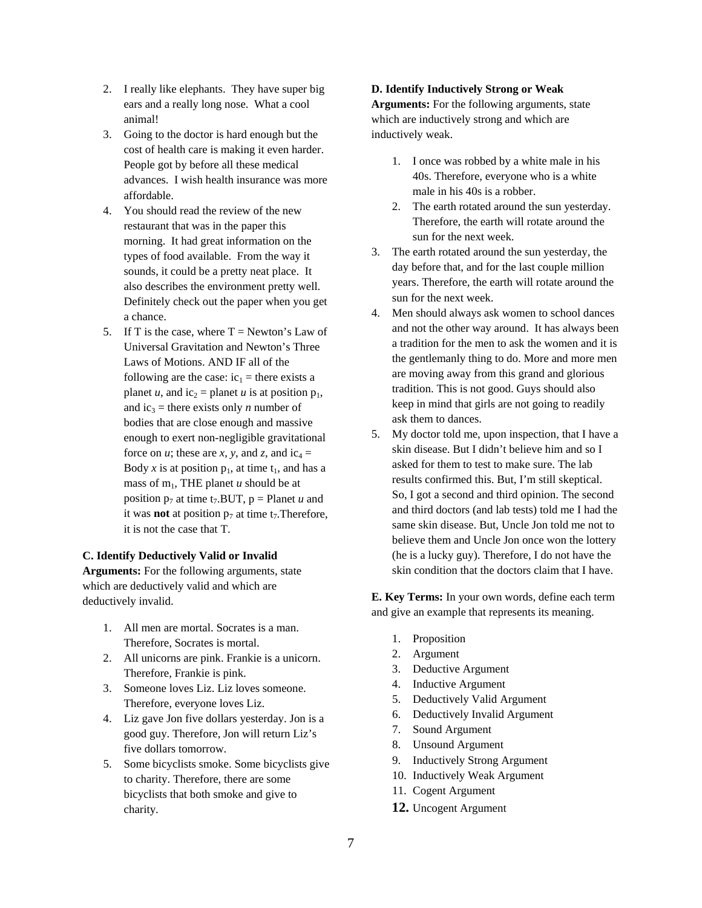2. I really like elephants. They have super big ears and a really long nose. What a cool animal!
3. Going to the doctor is hard enough but the cost of health care is making it even harder. People got by before all these medical advances. I wish health insurance was more affordable.
4. You should read the review of the new restaurant that was in the paper this morning. It had great information on the types of food available. From the way it sounds, it could be a pretty neat place. It also describes the environment pretty well. Definitely check out the paper when you get a chance.
5. If T is the case, where T = Newton's Law of Universal Gravitation and Newton's Three Laws of Motions. AND IF all of the following are the case: $ic_1$ = there exists a planet *u*, and $ic_2$ = planet *u* is at position $p_1$, and $ic_3$ = there exists only *n* number of bodies that are close enough and massive enough to exert non-negligible gravitational force on *u*; these are *x*, *y*, and *z*, and $ic_4$ = Body *x* is at position $p_1$, at time $t_1$, and has a mass of $m_1$, THE planet *u* should be at position $p_7$ at time $t_7$.BUT, p = Planet *u* and it was **not** at position $p_7$ at time $t_7$.Therefore, it is not the case that T.

**C. Identify Deductively Valid or Invalid Arguments:** For the following arguments, state which are deductively valid and which are deductively invalid.

1. All men are mortal. Socrates is a man. Therefore, Socrates is mortal.
2. All unicorns are pink. Frankie is a unicorn. Therefore, Frankie is pink.
3. Someone loves Liz. Liz loves someone. Therefore, everyone loves Liz.
4. Liz gave Jon five dollars yesterday. Jon is a good guy. Therefore, Jon will return Liz's five dollars tomorrow.
5. Some bicyclists smoke. Some bicyclists give to charity. Therefore, there are some bicyclists that both smoke and give to charity.

**D. Identify Inductively Strong or Weak Arguments:** For the following arguments, state which are inductively strong and which are inductively weak.

1. I once was robbed by a white male in his 40s. Therefore, everyone who is a white male in his 40s is a robber.
2. The earth rotated around the sun yesterday. Therefore, the earth will rotate around the sun for the next week.
3. The earth rotated around the sun yesterday, the day before that, and for the last couple million years. Therefore, the earth will rotate around the sun for the next week.
4. Men should always ask women to school dances and not the other way around. It has always been a tradition for the men to ask the women and it is the gentlemanly thing to do. More and more men are moving away from this grand and glorious tradition. This is not good. Guys should also keep in mind that girls are not going to readily ask them to dances.
5. My doctor told me, upon inspection, that I have a skin disease. But I didn't believe him and so I asked for them to test to make sure. The lab results confirmed this. But, I'm still skeptical. So, I got a second and third opinion. The second and third doctors (and lab tests) told me I had the same skin disease. But, Uncle Jon told me not to believe them and Uncle Jon once won the lottery (he is a lucky guy). Therefore, I do not have the skin condition that the doctors claim that I have.

**E. Key Terms:** In your own words, define each term and give an example that represents its meaning.

1. Proposition
2. Argument
3. Deductive Argument
4. Inductive Argument
5. Deductively Valid Argument
6. Deductively Invalid Argument
7. Sound Argument
8. Unsound Argument
9. Inductively Strong Argument
10. Inductively Weak Argument
11. Cogent Argument
12. Uncogent Argument